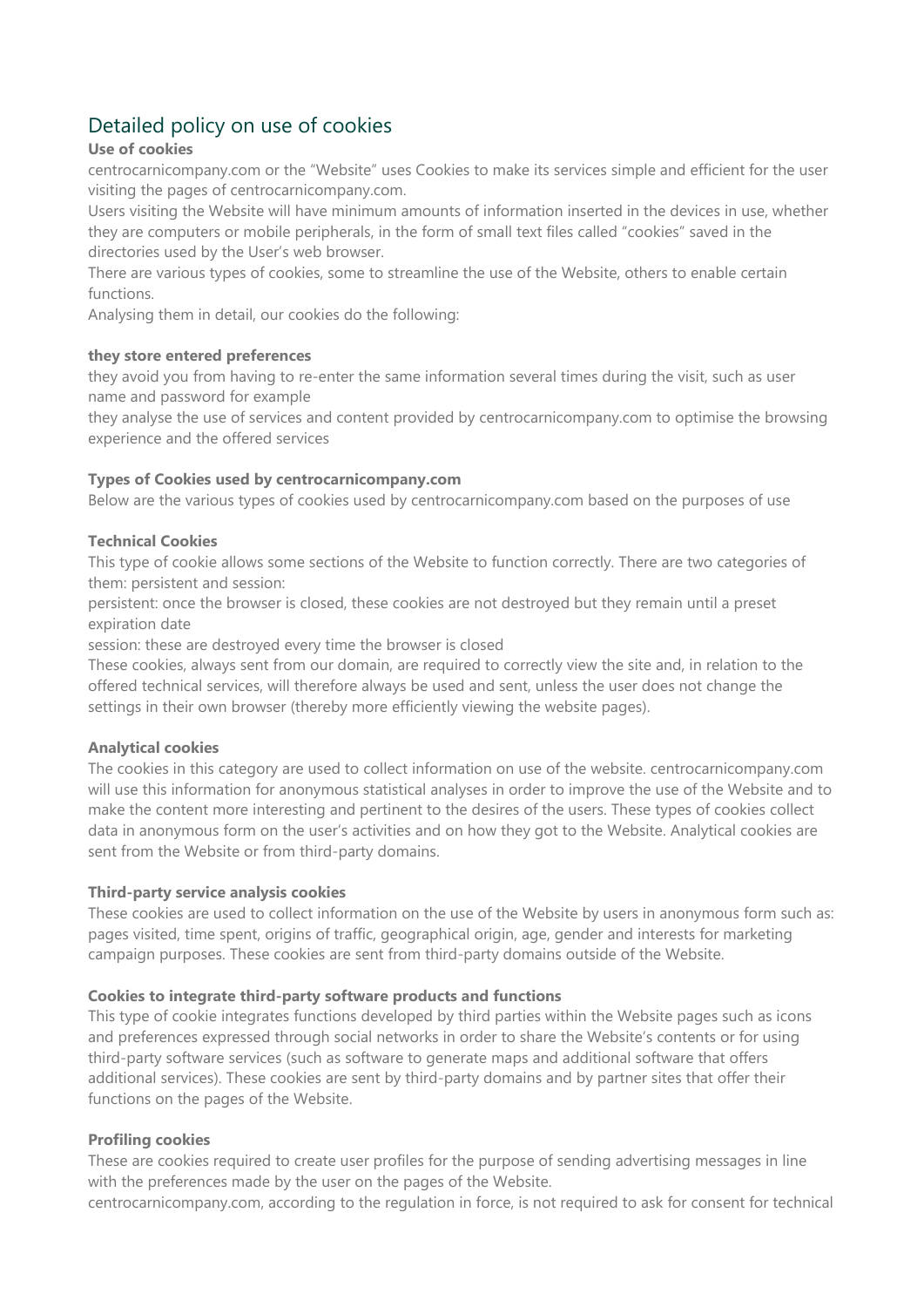# Detailed policy on use of cookies

**Use of cookies**

centrocarnicompany.com or the "Website" uses Cookies to make its services simple and efficient for the user visiting the pages of centrocarnicompany.com.

Users visiting the Website will have minimum amounts of information inserted in the devices in use, whether they are computers or mobile peripherals, in the form of small text files called "cookies" saved in the directories used by the User's web browser.

There are various types of cookies, some to streamline the use of the Website, others to enable certain functions.

Analysing them in detail, our cookies do the following:

**they store entered preferences**

they avoid you from having to re-enter the same information several times during the visit, such as user name and password for example

they analyse the use of services and content provided by centrocarnicompany.com to optimise the browsing experience and the offered services

**Types of Cookies used by centrocarnicompany.com**

Below are the various types of cookies used by centrocarnicompany.com based on the purposes of use

**Technical Cookies**

This type of cookie allows some sections of the Website to function correctly. There are two categories of them: persistent and session:

persistent: once the browser is closed, these cookies are not destroyed but they remain until a preset expiration date

session: these are destroyed every time the browser is closed

These cookies, always sent from our domain, are required to correctly view the site and, in relation to the offered technical services, will therefore always be used and sent, unless the user does not change the settings in their own browser (thereby more efficiently viewing the website pages).

**Analytical cookies**

The cookies in this category are used to collect information on use of the website. centrocarnicompany.com will use this information for anonymous statistical analyses in order to improve the use of the Website and to make the content more interesting and pertinent to the desires of the users. These types of cookies collect data in anonymous form on the user's activities and on how they got to the Website. Analytical cookies are sent from the Website or from third-party domains.

**Third-party service analysis cookies**

These cookies are used to collect information on the use of the Website by users in anonymous form such as: pages visited, time spent, origins of traffic, geographical origin, age, gender and interests for marketing campaign purposes. These cookies are sent from third-party domains outside of the Website.

**Cookies to integrate third-party software products and functions**

This type of cookie integrates functions developed by third parties within the Website pages such as icons and preferences expressed through social networks in order to share the Website's contents or for using third-party software services (such as software to generate maps and additional software that offers additional services). These cookies are sent by third-party domains and by partner sites that offer their functions on the pages of the Website.

**Profiling cookies**

These are cookies required to create user profiles for the purpose of sending advertising messages in line with the preferences made by the user on the pages of the Website.

centrocarnicompany.com, according to the regulation in force, is not required to ask for consent for technical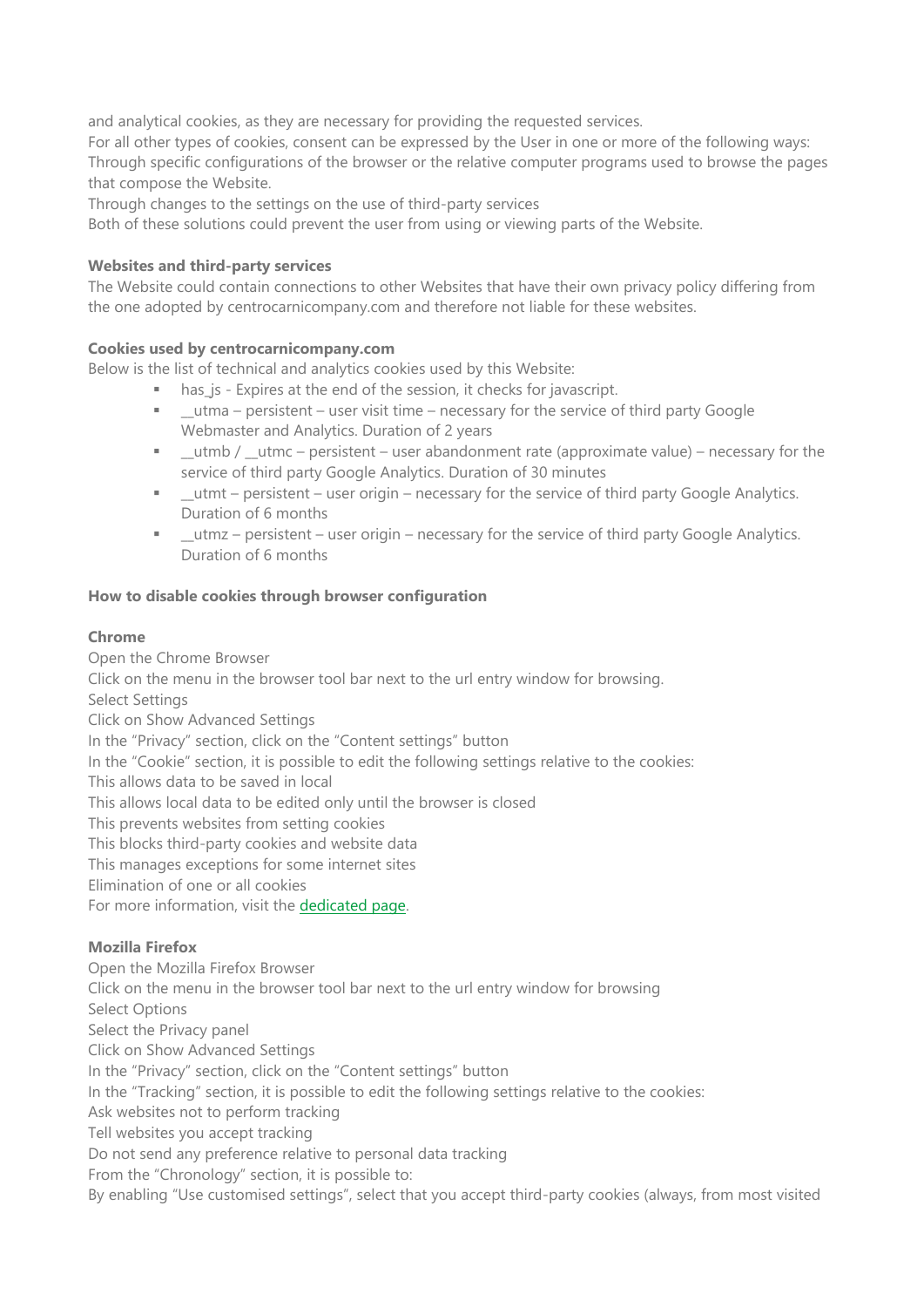and analytical cookies, as they are necessary for providing the requested services.
For all other types of cookies, consent can be expressed by the User in one or more of the following ways:
Through specific configurations of the browser or the relative computer programs used to browse the pages that compose the Website.
Through changes to the settings on the use of third-party services
Both of these solutions could prevent the user from using or viewing parts of the Website.

**Websites and third-party services**
The Website could contain connections to other Websites that have their own privacy policy differing from the one adopted by centrocarnicompany.com and therefore not liable for these websites.

**Cookies used by centrocarnicompany.com**
Below is the list of technical and analytics cookies used by this Website:

- has_js - Expires at the end of the session, it checks for javascript.
- __utma – persistent – user visit time – necessary for the service of third party Google Webmaster and Analytics. Duration of 2 years
- __utmb / __utmc – persistent – user abandonment rate (approximate value) – necessary for the service of third party Google Analytics. Duration of 30 minutes
- __utmt – persistent – user origin – necessary for the service of third party Google Analytics. Duration of 6 months
- __utmz – persistent – user origin – necessary for the service of third party Google Analytics. Duration of 6 months

**How to disable cookies through browser configuration**

**Chrome**
Open the Chrome Browser
Click on the menu in the browser tool bar next to the url entry window for browsing.
Select Settings
Click on Show Advanced Settings
In the "Privacy" section, click on the "Content settings" button
In the "Cookie" section, it is possible to edit the following settings relative to the cookies:
This allows data to be saved in local
This allows local data to be edited only until the browser is closed
This prevents websites from setting cookies
This blocks third-party cookies and website data
This manages exceptions for some internet sites
Elimination of one or all cookies
For more information, visit the dedicated page.

**Mozilla Firefox**
Open the Mozilla Firefox Browser
Click on the menu in the browser tool bar next to the url entry window for browsing
Select Options
Select the Privacy panel
Click on Show Advanced Settings
In the "Privacy" section, click on the "Content settings" button
In the "Tracking" section, it is possible to edit the following settings relative to the cookies:
Ask websites not to perform tracking
Tell websites you accept tracking
Do not send any preference relative to personal data tracking
From the "Chronology" section, it is possible to:
By enabling "Use customised settings", select that you accept third-party cookies (always, from most visited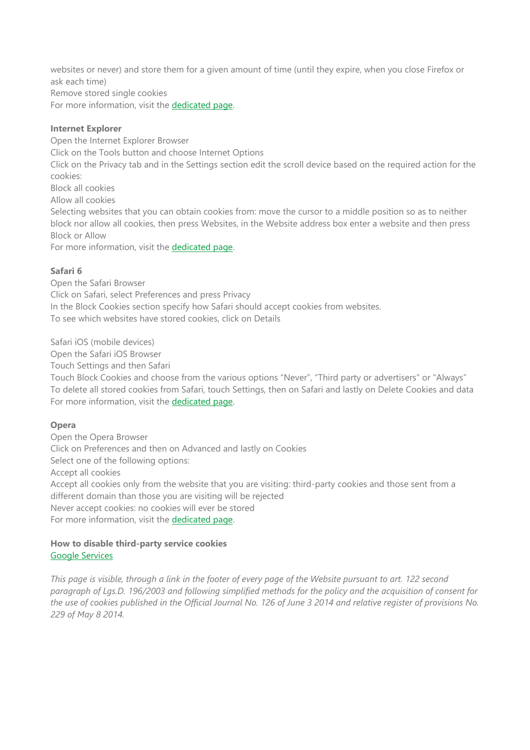websites or never) and store them for a given amount of time (until they expire, when you close Firefox or ask each time)
Remove stored single cookies
For more information, visit the dedicated page.

**Internet Explorer**
Open the Internet Explorer Browser
Click on the Tools button and choose Internet Options
Click on the Privacy tab and in the Settings section edit the scroll device based on the required action for the cookies:
Block all cookies
Allow all cookies
Selecting websites that you can obtain cookies from: move the cursor to a middle position so as to neither block nor allow all cookies, then press Websites, in the Website address box enter a website and then press Block or Allow
For more information, visit the dedicated page.

**Safari 6**
Open the Safari Browser
Click on Safari, select Preferences and press Privacy
In the Block Cookies section specify how Safari should accept cookies from websites.
To see which websites have stored cookies, click on Details

Safari iOS (mobile devices)
Open the Safari iOS Browser
Touch Settings and then Safari
Touch Block Cookies and choose from the various options "Never", "Third party or advertisers" or "Always"
To delete all stored cookies from Safari, touch Settings, then on Safari and lastly on Delete Cookies and data
For more information, visit the dedicated page.

**Opera**
Open the Opera Browser
Click on Preferences and then on Advanced and lastly on Cookies
Select one of the following options:
Accept all cookies
Accept all cookies only from the website that you are visiting: third-party cookies and those sent from a different domain than those you are visiting will be rejected
Never accept cookies: no cookies will ever be stored
For more information, visit the dedicated page.

**How to disable third-party service cookies**
Google Services

*This page is visible, through a link in the footer of every page of the Website pursuant to art. 122 second paragraph of Lgs.D. 196/2003 and following simplified methods for the policy and the acquisition of consent for the use of cookies published in the Official Journal No. 126 of June 3 2014 and relative register of provisions No. 229 of May 8 2014.*